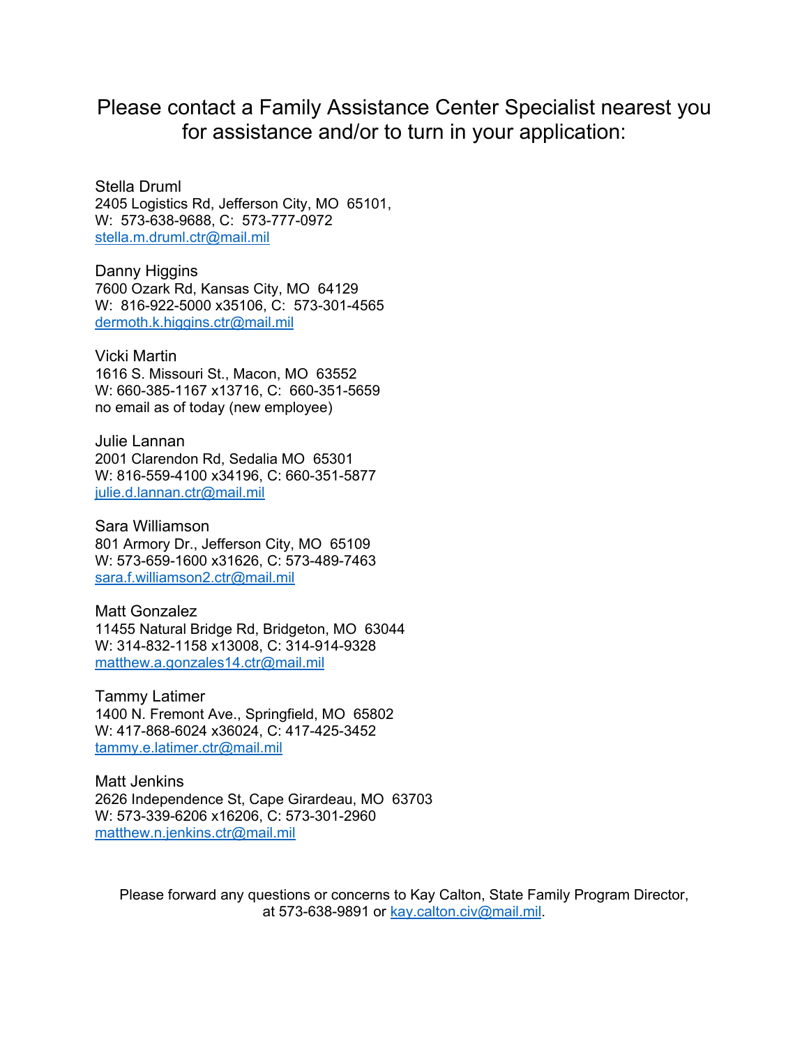## Please contact a Family Assistance Center Specialist nearest you for assistance and/or to turn in your application:

Stella Druml
2405 Logistics Rd, Jefferson City, MO 65101,
W: 573-638-9688, C: 573-777-0972
stella.m.druml.ctr@mail.mil

Danny Higgins
7600 Ozark Rd, Kansas City, MO 64129
W: 816-922-5000 x35106, C: 573-301-4565
dermoth.k.higgins.ctr@mail.mil

Vicki Martin
1616 S. Missouri St., Macon, MO 63552
W: 660-385-1167 x13716, C: 660-351-5659
no email as of today (new employee)

Julie Lannan
2001 Clarendon Rd, Sedalia MO 65301
W: 816-559-4100 x34196, C: 660-351-5877
julie.d.lannan.ctr@mail.mil

Sara Williamson
801 Armory Dr., Jefferson City, MO 65109
W: 573-659-1600 x31626, C: 573-489-7463
sara.f.williamson2.ctr@mail.mil

Matt Gonzalez
11455 Natural Bridge Rd, Bridgeton, MO 63044
W: 314-832-1158 x13008, C: 314-914-9328
matthew.a.gonzales14.ctr@mail.mil

Tammy Latimer
1400 N. Fremont Ave., Springfield, MO 65802
W: 417-868-6024 x36024, C: 417-425-3452
tammy.e.latimer.ctr@mail.mil

Matt Jenkins
2626 Independence St, Cape Girardeau, MO 63703
W: 573-339-6206 x16206, C: 573-301-2960
matthew.n.jenkins.ctr@mail.mil

Please forward any questions or concerns to Kay Calton, State Family Program Director, at 573-638-9891 or kay.calton.civ@mail.mil.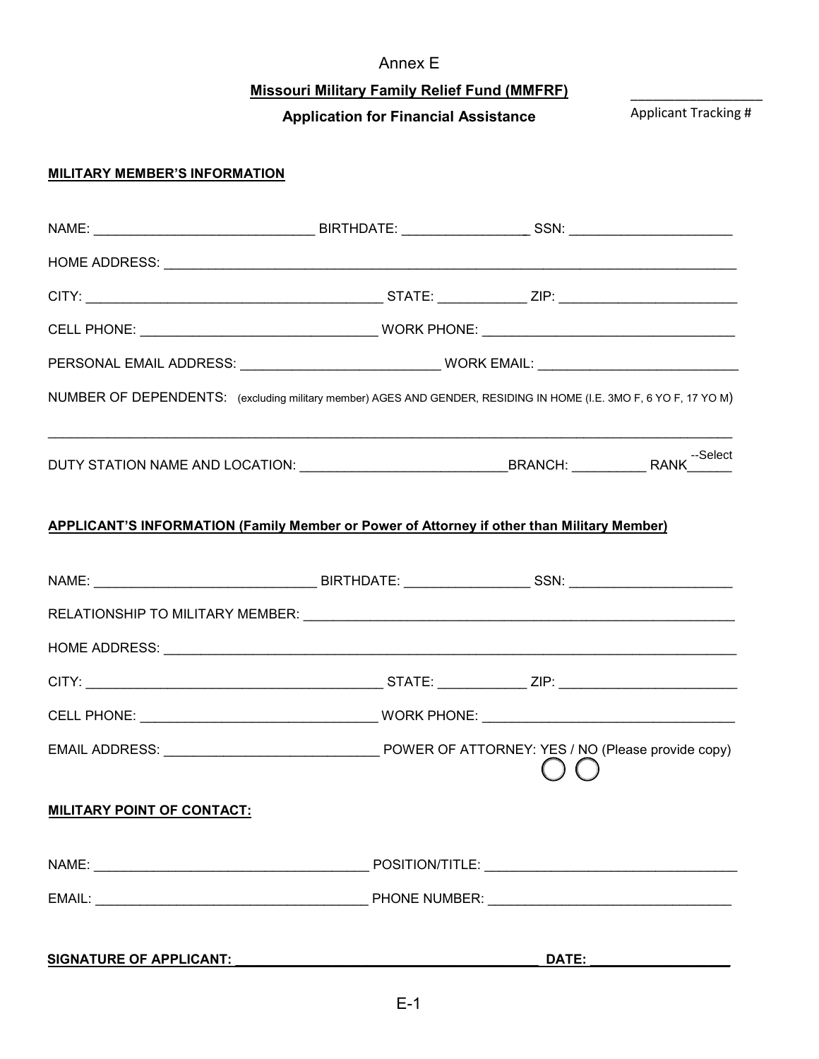Annex E

**Missouri Military Family Relief Fund (MMFRF)**

**Application for Financial Assistance**

_________________
Applicant Tracking #

**MILITARY MEMBER'S INFORMATION**

NAME: ____________________________ BIRTHDATE: ________________ SSN: _____________________

HOME ADDRESS: ___________________________________________________________________________

CITY: ______________________________________ STATE: ___________ ZIP: _______________________

CELL PHONE: ______________________________ WORK PHONE: ________________________________

PERSONAL EMAIL ADDRESS: _________________________ WORK EMAIL: _________________________

NUMBER OF DEPENDENTS: (excluding military member) AGES AND GENDER, RESIDING IN HOME (I.E. 3MO F, 6 YO F, 17 YO M)

_____________________________________________________________________________________________

DUTY STATION NAME AND LOCATION: __________________________BRANCH: _________ RANK --Select

**APPLICANT'S INFORMATION (Family Member or Power of Attorney if other than Military Member)**

NAME: ____________________________ BIRTHDATE: ________________ SSN: _____________________

RELATIONSHIP TO MILITARY MEMBER: _______________________________________________________

HOME ADDRESS: ___________________________________________________________________________

CITY: ______________________________________ STATE: ___________ ZIP: _______________________

CELL PHONE: ______________________________ WORK PHONE: ________________________________

EMAIL ADDRESS: ____________________________ POWER OF ATTORNEY: YES / NO (Please provide copy)

**MILITARY POINT OF CONTACT:**

NAME: ____________________________________ POSITION/TITLE: ________________________________

EMAIL: ___________________________________ PHONE NUMBER: ________________________________

**SIGNATURE OF APPLICANT: ________________________________________ DATE: __________________**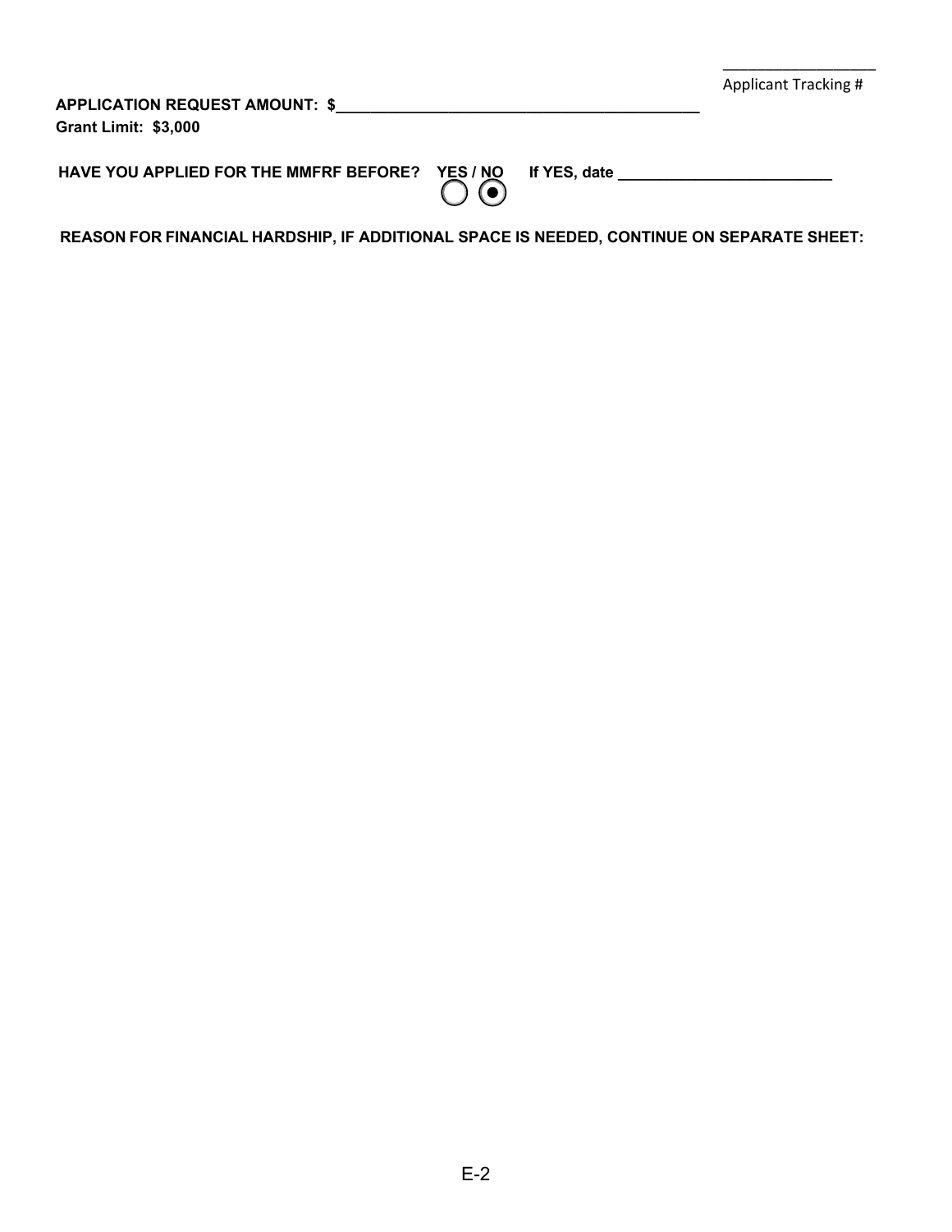\_\_\_\_\_\_\_\_\_\_\_\_\_\_\_\_\_\_
Applicant Tracking #

**APPLICATION REQUEST AMOUNT: $\_\_\_\_\_\_\_\_\_\_\_\_\_\_\_\_\_\_\_\_\_\_\_\_\_\_\_\_\_\_\_\_\_\_\_\_\_\_\_\_\_\_**
**Grant Limit: $3,000**

**HAVE YOU APPLIED FOR THE MMFRF BEFORE? YES / NO** ○ ◉ **If YES, date \_\_\_\_\_\_\_\_\_\_\_\_\_\_\_\_\_\_\_\_\_\_\_\_\_\_**

**REASON FOR FINANCIAL HARDSHIP, IF ADDITIONAL SPACE IS NEEDED, CONTINUE ON SEPARATE SHEET:**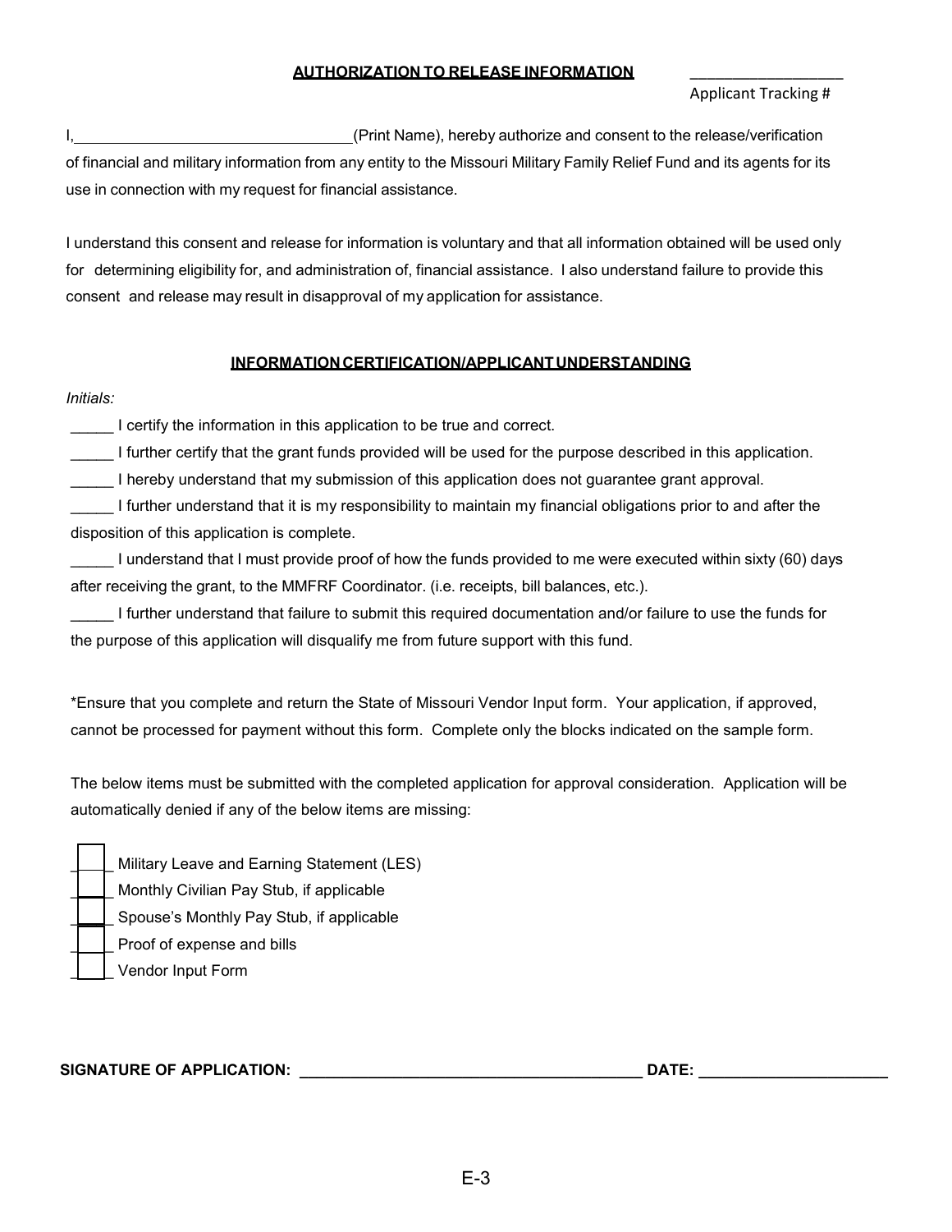**AUTHORIZATION TO RELEASE INFORMATION**

_________________
Applicant Tracking #

I,________________________________(Print Name), hereby authorize and consent to the release/verification of financial and military information from any entity to the Missouri Military Family Relief Fund and its agents for its use in connection with my request for financial assistance.

I understand this consent and release for information is voluntary and that all information obtained will be used only for determining eligibility for, and administration of, financial assistance. I also understand failure to provide this consent and release may result in disapproval of my application for assistance.

**INFORMATION CERTIFICATION/APPLICANT UNDERSTANDING**

*Initials:*

_____ I certify the information in this application to be true and correct.

_____ I further certify that the grant funds provided will be used for the purpose described in this application.

_____ I hereby understand that my submission of this application does not guarantee grant approval.

_____ I further understand that it is my responsibility to maintain my financial obligations prior to and after the disposition of this application is complete.

_____ I understand that I must provide proof of how the funds provided to me were executed within sixty (60) days after receiving the grant, to the MMFRF Coordinator. (i.e. receipts, bill balances, etc.).

_____ I further understand that failure to submit this required documentation and/or failure to use the funds for the purpose of this application will disqualify me from future support with this fund.

*Ensure that you complete and return the State of Missouri Vendor Input form. Your application, if approved, cannot be processed for payment without this form. Complete only the blocks indicated on the sample form.

The below items must be submitted with the completed application for approval consideration. Application will be automatically denied if any of the below items are missing:

- [ ] Military Leave and Earning Statement (LES)
- [ ] Monthly Civilian Pay Stub, if applicable
- [ ] Spouse's Monthly Pay Stub, if applicable
- [ ] Proof of expense and bills
- [ ] Vendor Input Form

**SIGNATURE OF APPLICATION:** ______________________________________ **DATE:** ____________________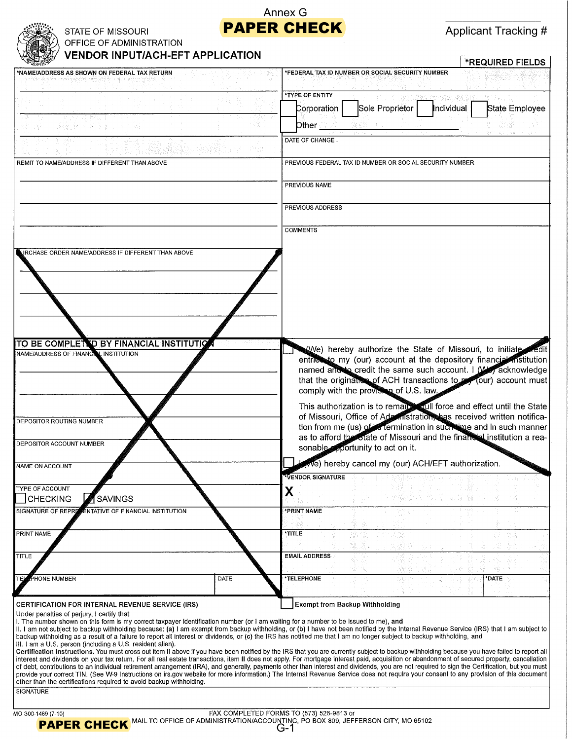Annex G

**PAPER CHECK**

STATE OF MISSOURI
OFFICE OF ADMINISTRATION
**VENDOR INPUT/ACH-EFT APPLICATION**

Applicant Tracking # ____________

**\*REQUIRED FIELDS**

\*NAME/ADDRESS AS SHOWN ON FEDERAL TAX RETURN

\*FEDERAL TAX ID NUMBER OR SOCIAL SECURITY NUMBER

\*TYPE OF ENTITY

☐ Corporation ☐ Sole Proprietor ☐ Individual ☐ State Employee

☐ Other ____________

DATE OF CHANGE .

REMIT TO NAME/ADDRESS IF DIFFERENT THAN ABOVE

PREVIOUS FEDERAL TAX ID NUMBER OR SOCIAL SECURITY NUMBER

PREVIOUS NAME

PREVIOUS ADDRESS

COMMENTS

PURCHASE ORDER NAME/ADDRESS IF DIFFERENT THAN ABOVE

**TO BE COMPLETED BY FINANCIAL INSTITUTION**

NAME/ADDRESS OF FINANCIAL INSTITUTION

DEPOSITOR ROUTING NUMBER

DEPOSITOR ACCOUNT NUMBER

NAME ON ACCOUNT

TYPE OF ACCOUNT

☐ CHECKING ☐ SAVINGS

SIGNATURE OF REPRESENTATIVE OF FINANCIAL INSTITUTION

PRINT NAME

TITLE

TELEPHONE NUMBER | DATE

☐ I (We) hereby authorize the State of Missouri, to initiate credit entries to my (our) account at the depository financial institution named and to credit the same such account. I (We) acknowledge that the origination of ACH transactions to my (our) account must comply with the provision of U.S. law.

This authorization is to remain in full force and effect until the State of Missouri, Office of Administration, has received written notification from me (us) of its termination in such time and in such manner as to afford the State of Missouri and the financial institution a reasonable opportunity to act on it.

☐ I (We) hereby cancel my (our) ACH/EFT authorization.

\*VENDOR SIGNATURE

**X**

\*PRINT NAME

\*TITLE

EMAIL ADDRESS

\*TELEPHONE | \*DATE

**CERTIFICATION FOR INTERNAL REVENUE SERVICE (IRS)**

☐ **Exempt from Backup Withholding**

Under penalties of perjury, I certify that:

I. The number shown on this form is my correct taxpayer identification number (or I am waiting for a number to be issued to me), **and**

II. I am not subject to backup withholding because: **(a)** I am exempt from backup withholding, or **(b)** I have not been notified by the Internal Revenue Service (IRS) that I am subject to backup withholding as a result of a failure to report all interest or dividends, or **(c)** the IRS has notified me that I am no longer subject to backup withholding, **and**

III. I am a U.S. person (including a U.S. resident alien).

**Certification instructions.** You must cross out item II above if you have been notified by the IRS that you are currently subject to backup withholding because you have failed to report all interest and dividends on your tax return. For all real estate transactions, item **II** does not apply. For mortgage interest paid, acquisition or abandonment of secured property, cancellation of debt, contributions to an individual retirement arrangement (IRA), and generally, payments other than interest and dividends, you are not required to sign the Certification, but you must provide your correct TIN. (See W-9 Instructions on irs.gov website for more information.) The Internal Revenue Service does not require your consent to any provision of this document other than the certifications required to avoid backup withholding.

SIGNATURE

MO 300-1489 (7-10)

FAX COMPLETED FORMS TO (573) 526-9813 or
MAIL TO OFFICE OF ADMINISTRATION/ACCOUNTING, PO BOX 809, JEFFERSON CITY, MO 65102

**PAPER CHECK**